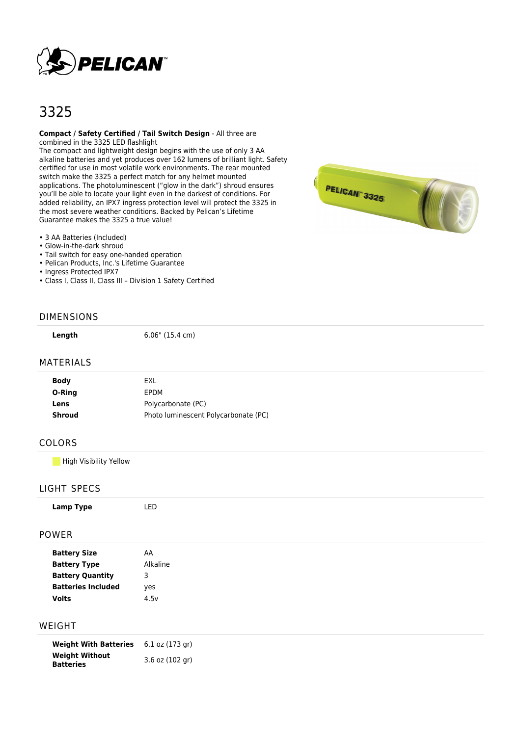# 3325

**Compact / Safety Certified / Tail Switch Design** - All three are combined in the 3325 LED flashlight
The compact and lightweight design begins with the use of only 3 AA alkaline batteries and yet produces over 162 lumens of brilliant light. Safety certified for use in most volatile work environments. The rear mounted switch make the 3325 a perfect match for any helmet mounted applications. The photoluminescent ("glow in the dark") shroud ensures you'll be able to locate your light even in the darkest of conditions. For added reliability, an IPX7 ingress protection level will protect the 3325 in the most severe weather conditions. Backed by Pelican's Lifetime Guarantee makes the 3325 a true value!

- 3 AA Batteries (Included)
- Glow-in-the-dark shroud
- Tail switch for easy one-handed operation
- Pelican Products, Inc.'s Lifetime Guarantee
- Ingress Protected IPX7
- Class I, Class II, Class III – Division 1 Safety Certified

## DIMENSIONS

| | |
|---|---|
| **Length** | 6.06" (15.4 cm) |

## MATERIALS

| | |
|---|---|
| **Body** | EXL |
| **O-Ring** | EPDM |
| **Lens** | Polycarbonate (PC) |
| **Shroud** | Photo luminescent Polycarbonate (PC) |

## COLORS

High Visibility Yellow

## LIGHT SPECS

| | |
|---|---|
| **Lamp Type** | LED |

## POWER

| | |
|---|---|
| **Battery Size** | AA |
| **Battery Type** | Alkaline |
| **Battery Quantity** | 3 |
| **Batteries Included** | yes |
| **Volts** | 4.5v |

## WEIGHT

| | |
|---|---|
| **Weight With Batteries** | 6.1 oz (173 gr) |
| **Weight Without Batteries** | 3.6 oz (102 gr) |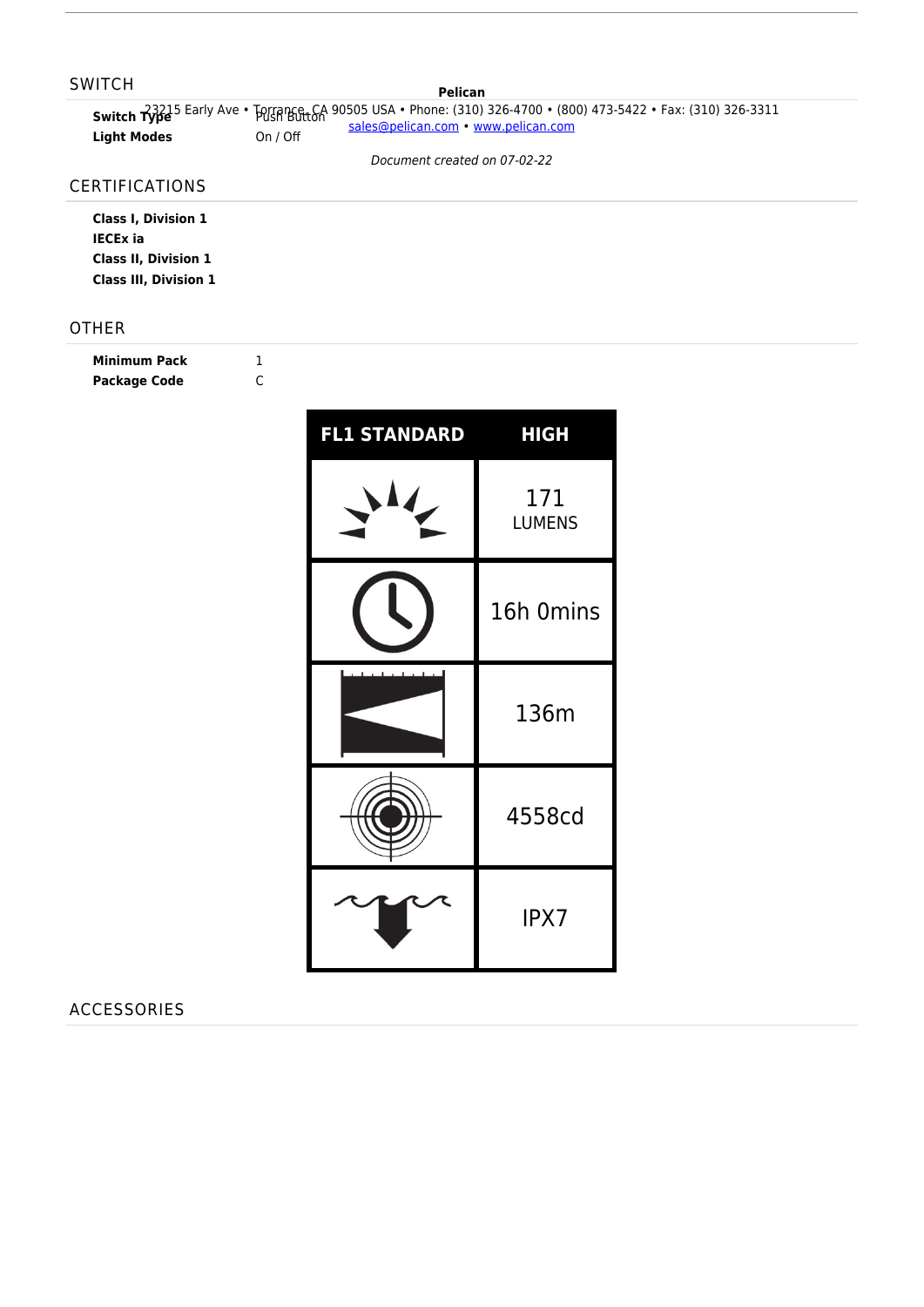## SWITCH

| | |
|---|---|
| **Switch Type** | Push Button |
| **Light Modes** | On / Off |

## CERTIFICATIONS

**Class I, Division 1**
**IECEx ia**
**Class II, Division 1**
**Class III, Division 1**

## OTHER

| | |
|---|---|
| **Minimum Pack** | 1 |
| **Package Code** | C |

| FL1 STANDARD | HIGH |
|---|---|
| | 171 LUMENS |
| | 16h 0mins |
| | 136m |
| | 4558cd |
| | IPX7 |

## ACCESSORIES